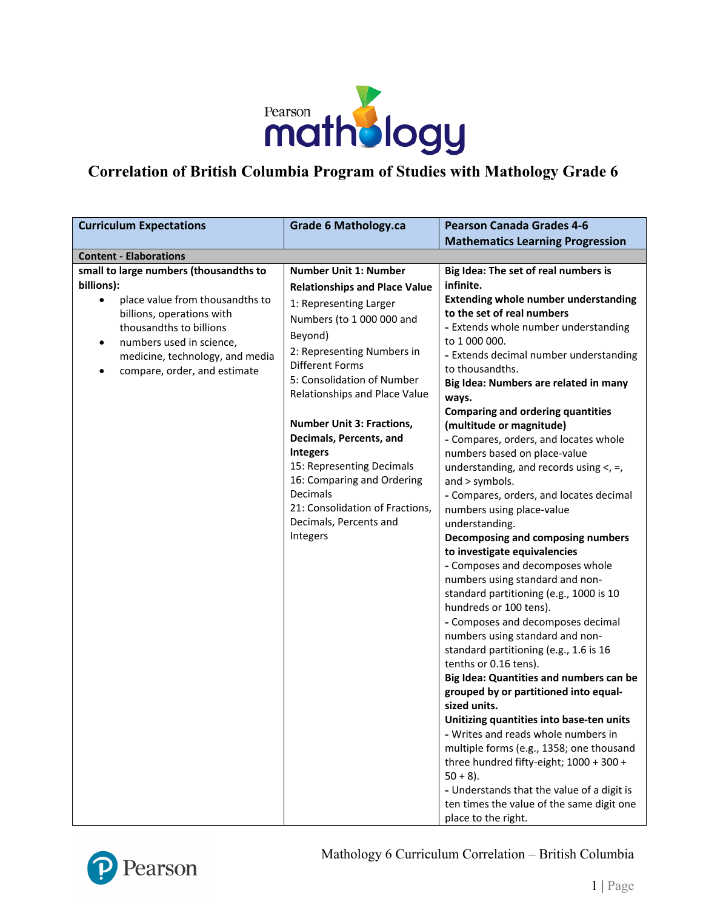# Correlation of British Columbia Program of Studies with Mathology Grade 6

| Curriculum Expectations | Grade 6 Mathology.ca | Pearson Canada Grades 4-6 Mathematics Learning Progression |
|---|---|---|
| **Content - Elaborations** | | |
| **small to large numbers (thousandths to billions):**<br>• place value from thousandths to billions, operations with thousandths to billions<br>• numbers used in science, medicine, technology, and media<br>• compare, order, and estimate | **Number Unit 1: Number Relationships and Place Value**<br>1: Representing Larger Numbers (to 1 000 000 and Beyond)<br>2: Representing Numbers in Different Forms<br>5: Consolidation of Number Relationships and Place Value<br><br>**Number Unit 3: Fractions, Decimals, Percents, and Integers**<br>15: Representing Decimals<br>16: Comparing and Ordering Decimals<br>21: Consolidation of Fractions, Decimals, Percents and Integers | **Big Idea: The set of real numbers is infinite.**<br>**Extending whole number understanding to the set of real numbers**<br>- Extends whole number understanding to 1 000 000.<br>- Extends decimal number understanding to thousandths.<br>**Big Idea: Numbers are related in many ways.**<br>**Comparing and ordering quantities (multitude or magnitude)**<br>- Compares, orders, and locates whole numbers based on place-value understanding, and records using <, =, and > symbols.<br>- Compares, orders, and locates decimal numbers using place-value understanding.<br>**Decomposing and composing numbers to investigate equivalencies**<br>- Composes and decomposes whole numbers using standard and non-standard partitioning (e.g., 1000 is 10 hundreds or 100 tens).<br>- Composes and decomposes decimal numbers using standard and non-standard partitioning (e.g., 1.6 is 16 tenths or 0.16 tens).<br>**Big Idea: Quantities and numbers can be grouped by or partitioned into equal-sized units.**<br>**Unitizing quantities into base-ten units**<br>- Writes and reads whole numbers in multiple forms (e.g., 1358; one thousand three hundred fifty-eight; 1000 + 300 + 50 + 8).<br>- Understands that the value of a digit is ten times the value of the same digit one place to the right. |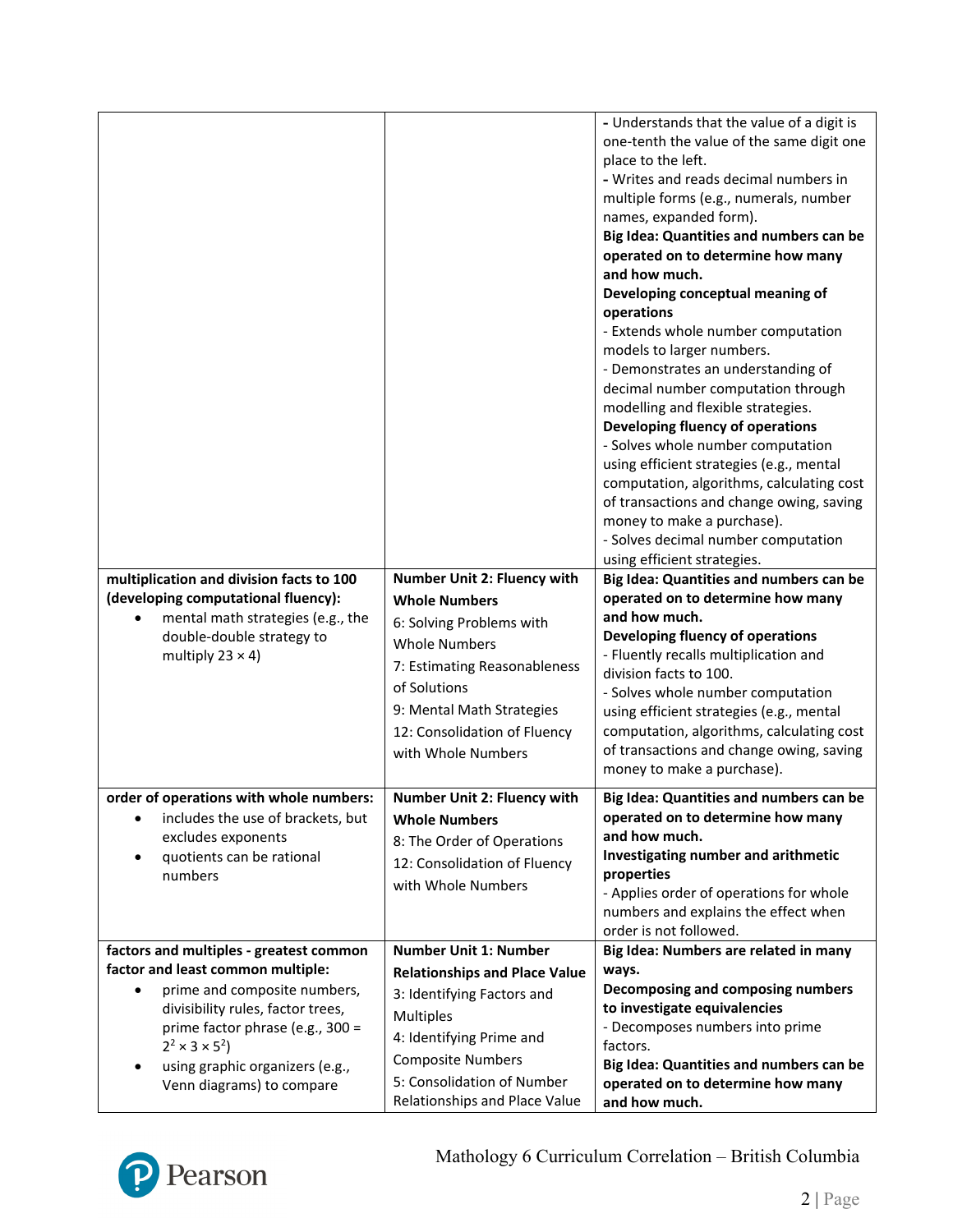| | | |
|---|---|---|
| | | - Understands that the value of a digit is one-tenth the value of the same digit one place to the left.<br>- Writes and reads decimal numbers in multiple forms (e.g., numerals, number names, expanded form).<br>**Big Idea: Quantities and numbers can be operated on to determine how many and how much.**<br>**Developing conceptual meaning of operations**<br>- Extends whole number computation models to larger numbers.<br>- Demonstrates an understanding of decimal number computation through modelling and flexible strategies.<br>**Developing fluency of operations**<br>- Solves whole number computation using efficient strategies (e.g., mental computation, algorithms, calculating cost of transactions and change owing, saving money to make a purchase).<br>- Solves decimal number computation using efficient strategies. |
| **multiplication and division facts to 100 (developing computational fluency):**<br>• mental math strategies (e.g., the double-double strategy to multiply 23 × 4) | **Number Unit 2: Fluency with Whole Numbers**<br>6: Solving Problems with Whole Numbers<br>7: Estimating Reasonableness of Solutions<br>9: Mental Math Strategies<br>12: Consolidation of Fluency with Whole Numbers | **Big Idea: Quantities and numbers can be operated on to determine how many and how much.**<br>**Developing fluency of operations**<br>- Fluently recalls multiplication and division facts to 100.<br>- Solves whole number computation using efficient strategies (e.g., mental computation, algorithms, calculating cost of transactions and change owing, saving money to make a purchase). |
| **order of operations with whole numbers:**<br>• includes the use of brackets, but excludes exponents<br>• quotients can be rational numbers | **Number Unit 2: Fluency with Whole Numbers**<br>8: The Order of Operations<br>12: Consolidation of Fluency with Whole Numbers | **Big Idea: Quantities and numbers can be operated on to determine how many and how much.**<br>**Investigating number and arithmetic properties**<br>- Applies order of operations for whole numbers and explains the effect when order is not followed. |
| **factors and multiples - greatest common factor and least common multiple:**<br>• prime and composite numbers, divisibility rules, factor trees, prime factor phrase (e.g., $300 = 2^2 \times 3 \times 5^2$)<br>• using graphic organizers (e.g., Venn diagrams) to compare | **Number Unit 1: Number Relationships and Place Value**<br>3: Identifying Factors and Multiples<br>4: Identifying Prime and Composite Numbers<br>5: Consolidation of Number Relationships and Place Value | **Big Idea: Numbers are related in many ways.**<br>**Decomposing and composing numbers to investigate equivalencies**<br>- Decomposes numbers into prime factors.<br>**Big Idea: Quantities and numbers can be operated on to determine how many and how much.** |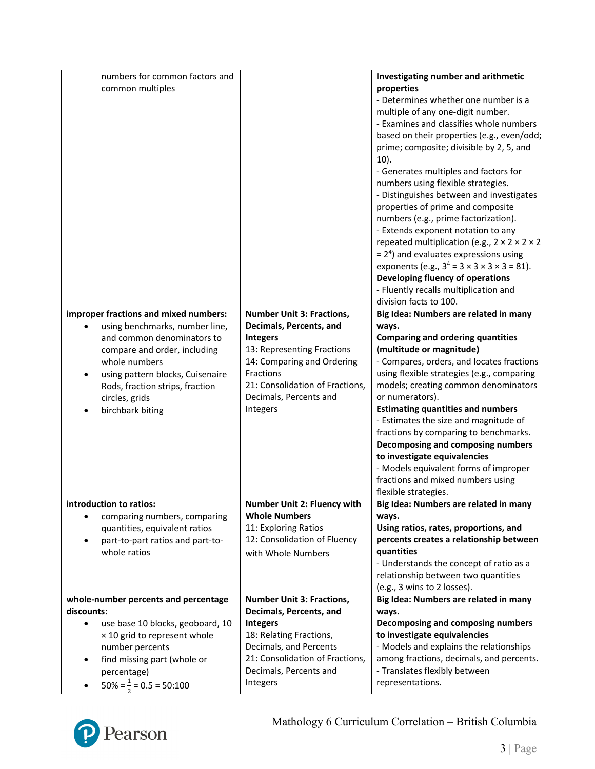| | | |
|---|---|---|
| numbers for common factors and common multiples | | **Investigating number and arithmetic properties**<br>- Determines whether one number is a multiple of any one-digit number.<br>- Examines and classifies whole numbers based on their properties (e.g., even/odd; prime; composite; divisible by 2, 5, and 10).<br>- Generates multiples and factors for numbers using flexible strategies.<br>- Distinguishes between and investigates properties of prime and composite numbers (e.g., prime factorization).<br>- Extends exponent notation to any repeated multiplication (e.g., $2 \times 2 \times 2 \times 2 = 2^4$) and evaluates expressions using exponents (e.g., $3^4 = 3 \times 3 \times 3 \times 3 = 81$).<br>**Developing fluency of operations**<br>- Fluently recalls multiplication and division facts to 100. |
| **improper fractions and mixed numbers:**<br>• using benchmarks, number line, and common denominators to compare and order, including whole numbers<br>• using pattern blocks, Cuisenaire Rods, fraction strips, fraction circles, grids<br>• birchbark biting | **Number Unit 3: Fractions, Decimals, Percents, and Integers**<br>13: Representing Fractions<br>14: Comparing and Ordering Fractions<br>21: Consolidation of Fractions, Decimals, Percents and Integers | **Big Idea: Numbers are related in many ways.**<br>**Comparing and ordering quantities (multitude or magnitude)**<br>- Compares, orders, and locates fractions using flexible strategies (e.g., comparing models; creating common denominators or numerators).<br>**Estimating quantities and numbers**<br>- Estimates the size and magnitude of fractions by comparing to benchmarks.<br>**Decomposing and composing numbers to investigate equivalencies**<br>- Models equivalent forms of improper fractions and mixed numbers using flexible strategies. |
| **introduction to ratios:**<br>• comparing numbers, comparing quantities, equivalent ratios<br>• part-to-part ratios and part-to-whole ratios | **Number Unit 2: Fluency with Whole Numbers**<br>11: Exploring Ratios<br>12: Consolidation of Fluency with Whole Numbers | **Big Idea: Numbers are related in many ways.**<br>**Using ratios, rates, proportions, and percents creates a relationship between quantities**<br>- Understands the concept of ratio as a relationship between two quantities (e.g., 3 wins to 2 losses). |
| **whole-number percents and percentage discounts:**<br>• use base 10 blocks, geoboard, 10 × 10 grid to represent whole number percents<br>• find missing part (whole or percentage)<br>• $50\% = \frac{1}{2} = 0.5 = 50{:}100$ | **Number Unit 3: Fractions, Decimals, Percents, and Integers**<br>18: Relating Fractions, Decimals, and Percents<br>21: Consolidation of Fractions, Decimals, Percents and Integers | **Big Idea: Numbers are related in many ways.**<br>**Decomposing and composing numbers to investigate equivalencies**<br>- Models and explains the relationships among fractions, decimals, and percents.<br>- Translates flexibly between representations. |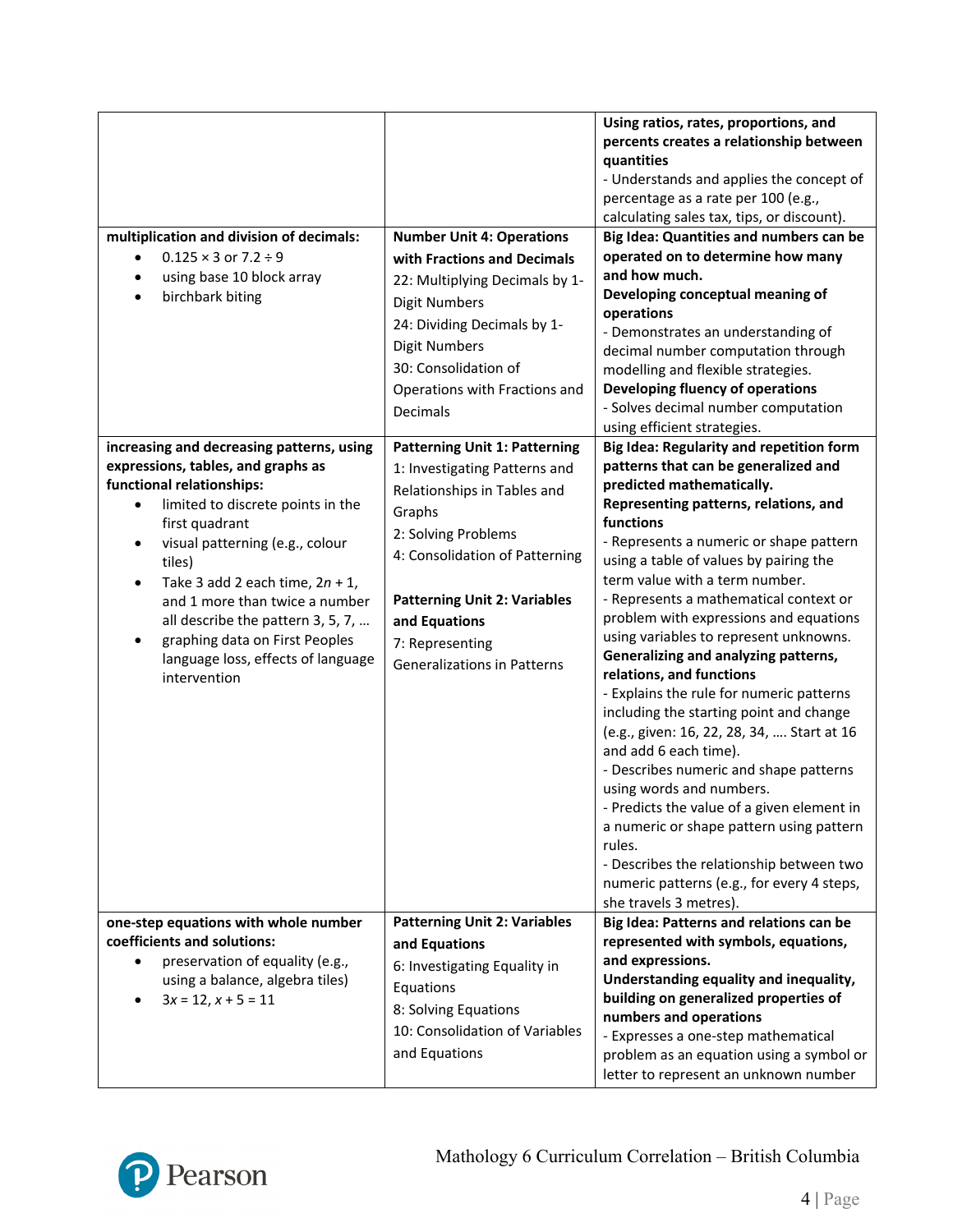| | | |
|---|---|---|
| | | **Using ratios, rates, proportions, and percents creates a relationship between quantities**<br>- Understands and applies the concept of percentage as a rate per 100 (e.g., calculating sales tax, tips, or discount). |
| **multiplication and division of decimals:**<br>• $0.125 \times 3$ or $7.2 \div 9$<br>• using base 10 block array<br>• birchbark biting | **Number Unit 4: Operations with Fractions and Decimals**<br>22: Multiplying Decimals by 1-Digit Numbers<br>24: Dividing Decimals by 1-Digit Numbers<br>30: Consolidation of Operations with Fractions and Decimals | **Big Idea: Quantities and numbers can be operated on to determine how many and how much.**<br>**Developing conceptual meaning of operations**<br>- Demonstrates an understanding of decimal number computation through modelling and flexible strategies.<br>**Developing fluency of operations**<br>- Solves decimal number computation using efficient strategies. |
| **increasing and decreasing patterns, using expressions, tables, and graphs as functional relationships:**<br>• limited to discrete points in the first quadrant<br>• visual patterning (e.g., colour tiles)<br>• Take 3 add 2 each time, $2n + 1$, and 1 more than twice a number all describe the pattern 3, 5, 7, …<br>• graphing data on First Peoples language loss, effects of language intervention | **Patterning Unit 1: Patterning**<br>1: Investigating Patterns and Relationships in Tables and Graphs<br>2: Solving Problems<br>4: Consolidation of Patterning<br><br>**Patterning Unit 2: Variables and Equations**<br>7: Representing Generalizations in Patterns | **Big Idea: Regularity and repetition form patterns that can be generalized and predicted mathematically.**<br>**Representing patterns, relations, and functions**<br>- Represents a numeric or shape pattern using a table of values by pairing the term value with a term number.<br>- Represents a mathematical context or problem with expressions and equations using variables to represent unknowns.<br>**Generalizing and analyzing patterns, relations, and functions**<br>- Explains the rule for numeric patterns including the starting point and change (e.g., given: 16, 22, 28, 34, …. Start at 16 and add 6 each time).<br>- Describes numeric and shape patterns using words and numbers.<br>- Predicts the value of a given element in a numeric or shape pattern using pattern rules.<br>- Describes the relationship between two numeric patterns (e.g., for every 4 steps, she travels 3 metres). |
| **one-step equations with whole number coefficients and solutions:**<br>• preservation of equality (e.g., using a balance, algebra tiles)<br>• $3x = 12$, $x + 5 = 11$ | **Patterning Unit 2: Variables and Equations**<br>6: Investigating Equality in Equations<br>8: Solving Equations<br>10: Consolidation of Variables and Equations | **Big Idea: Patterns and relations can be represented with symbols, equations, and expressions.**<br>**Understanding equality and inequality, building on generalized properties of numbers and operations**<br>- Expresses a one-step mathematical problem as an equation using a symbol or letter to represent an unknown number |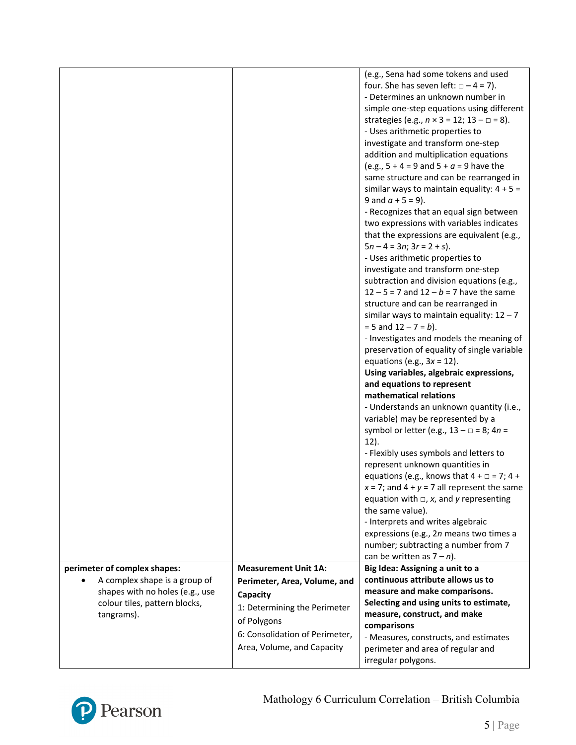| | | |
|---|---|---|
| | | (e.g., Sena had some tokens and used four. She has seven left: □ – 4 = 7).<br>- Determines an unknown number in simple one-step equations using different strategies (e.g., $n \times 3 = 12$; 13 – □ = 8).<br>- Uses arithmetic properties to investigate and transform one-step addition and multiplication equations (e.g., $5 + 4 = 9$ and $5 + a = 9$ have the same structure and can be rearranged in similar ways to maintain equality: $4 + 5 = 9$ and $a + 5 = 9$).<br>- Recognizes that an equal sign between two expressions with variables indicates that the expressions are equivalent (e.g., $5n – 4 = 3n$; $3r = 2 + s$).<br>- Uses arithmetic properties to investigate and transform one-step subtraction and division equations (e.g., $12 – 5 = 7$ and $12 – b = 7$ have the same structure and can be rearranged in similar ways to maintain equality: $12 – 7 = 5$ and $12 – 7 = b$).<br>- Investigates and models the meaning of preservation of equality of single variable equations (e.g., $3x = 12$).<br>**Using variables, algebraic expressions, and equations to represent mathematical relations**<br>- Understands an unknown quantity (i.e., variable) may be represented by a symbol or letter (e.g., 13 – □ = 8; $4n = 12$).<br>- Flexibly uses symbols and letters to represent unknown quantities in equations (e.g., knows that 4 + □ = 7; $4 + x = 7$; and $4 + y = 7$ all represent the same equation with □, $x$, and $y$ representing the same value).<br>- Interprets and writes algebraic expressions (e.g., $2n$ means two times a number; subtracting a number from 7 can be written as $7 – n$). |
| **perimeter of complex shapes:**<br>• A complex shape is a group of shapes with no holes (e.g., use colour tiles, pattern blocks, tangrams). | **Measurement Unit 1A: Perimeter, Area, Volume, and Capacity**<br>1: Determining the Perimeter of Polygons<br>6: Consolidation of Perimeter, Area, Volume, and Capacity | **Big Idea: Assigning a unit to a continuous attribute allows us to measure and make comparisons.**<br>**Selecting and using units to estimate, measure, construct, and make comparisons**<br>- Measures, constructs, and estimates perimeter and area of regular and irregular polygons. |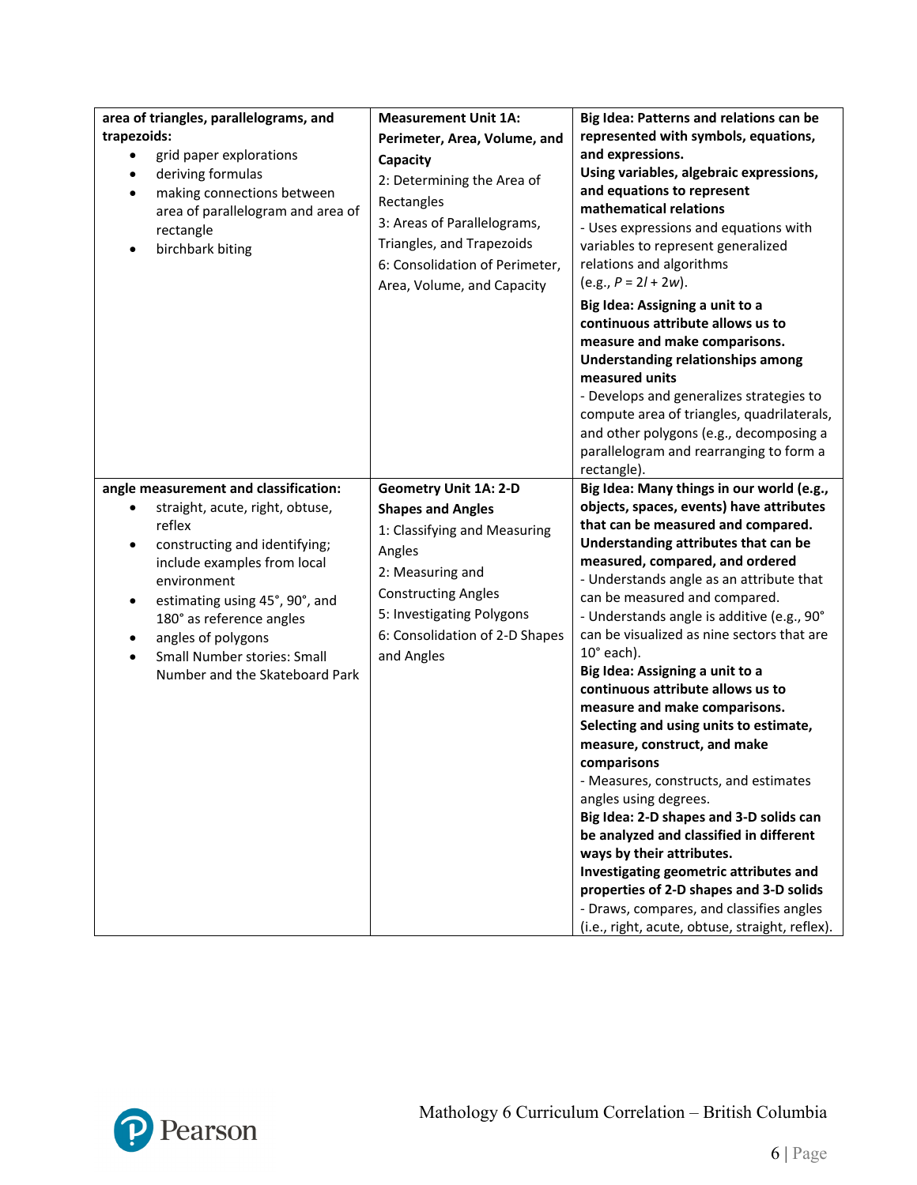| | | |
|---|---|---|
| **area of triangles, parallelograms, and trapezoids:**<br>• grid paper explorations<br>• deriving formulas<br>• making connections between area of parallelogram and area of rectangle<br>• birchbark biting | **Measurement Unit 1A: Perimeter, Area, Volume, and Capacity**<br>2: Determining the Area of Rectangles<br>3: Areas of Parallelograms, Triangles, and Trapezoids<br>6: Consolidation of Perimeter, Area, Volume, and Capacity | **Big Idea: Patterns and relations can be represented with symbols, equations, and expressions.**<br>**Using variables, algebraic expressions, and equations to represent mathematical relations**<br>- Uses expressions and equations with variables to represent generalized relations and algorithms (e.g., $P = 2l + 2w$).<br>**Big Idea: Assigning a unit to a continuous attribute allows us to measure and make comparisons.**<br>**Understanding relationships among measured units**<br>- Develops and generalizes strategies to compute area of triangles, quadrilaterals, and other polygons (e.g., decomposing a parallelogram and rearranging to form a rectangle). |
| **angle measurement and classification:**<br>• straight, acute, right, obtuse, reflex<br>• constructing and identifying; include examples from local environment<br>• estimating using 45°, 90°, and 180° as reference angles<br>• angles of polygons<br>• Small Number stories: Small Number and the Skateboard Park | **Geometry Unit 1A: 2-D Shapes and Angles**<br>1: Classifying and Measuring Angles<br>2: Measuring and Constructing Angles<br>5: Investigating Polygons<br>6: Consolidation of 2-D Shapes and Angles | **Big Idea: Many things in our world (e.g., objects, spaces, events) have attributes that can be measured and compared.**<br>**Understanding attributes that can be measured, compared, and ordered**<br>- Understands angle as an attribute that can be measured and compared.<br>- Understands angle is additive (e.g., 90° can be visualized as nine sectors that are 10° each).<br>**Big Idea: Assigning a unit to a continuous attribute allows us to measure and make comparisons.**<br>**Selecting and using units to estimate, measure, construct, and make comparisons**<br>- Measures, constructs, and estimates angles using degrees.<br>**Big Idea: 2-D shapes and 3-D solids can be analyzed and classified in different ways by their attributes.**<br>**Investigating geometric attributes and properties of 2-D shapes and 3-D solids**<br>- Draws, compares, and classifies angles (i.e., right, acute, obtuse, straight, reflex). |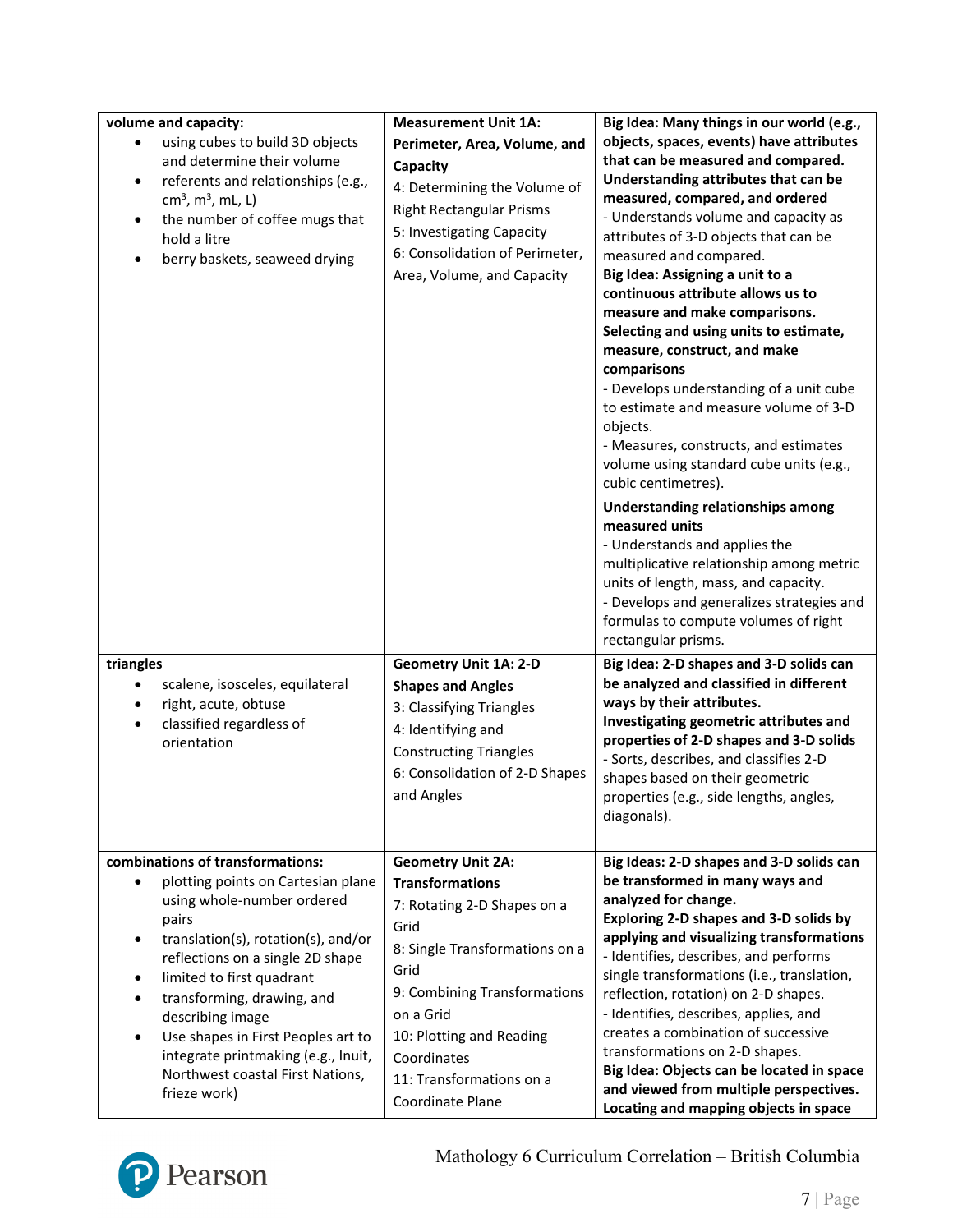| | | |
|---|---|---|
| **volume and capacity:**<br>• using cubes to build 3D objects and determine their volume<br>• referents and relationships (e.g., $cm^3$, $m^3$, mL, L)<br>• the number of coffee mugs that hold a litre<br>• berry baskets, seaweed drying | **Measurement Unit 1A: Perimeter, Area, Volume, and Capacity**<br>4: Determining the Volume of Right Rectangular Prisms<br>5: Investigating Capacity<br>6: Consolidation of Perimeter, Area, Volume, and Capacity | **Big Idea: Many things in our world (e.g., objects, spaces, events) have attributes that can be measured and compared.**<br>**Understanding attributes that can be measured, compared, and ordered**<br>- Understands volume and capacity as attributes of 3-D objects that can be measured and compared.<br>**Big Idea: Assigning a unit to a continuous attribute allows us to measure and make comparisons.**<br>**Selecting and using units to estimate, measure, construct, and make comparisons**<br>- Develops understanding of a unit cube to estimate and measure volume of 3-D objects.<br>- Measures, constructs, and estimates volume using standard cube units (e.g., cubic centimetres).<br>**Understanding relationships among measured units**<br>- Understands and applies the multiplicative relationship among metric units of length, mass, and capacity.<br>- Develops and generalizes strategies and formulas to compute volumes of right rectangular prisms. |
| **triangles**<br>• scalene, isosceles, equilateral<br>• right, acute, obtuse<br>• classified regardless of orientation | **Geometry Unit 1A: 2-D Shapes and Angles**<br>3: Classifying Triangles<br>4: Identifying and Constructing Triangles<br>6: Consolidation of 2-D Shapes and Angles | **Big Idea: 2-D shapes and 3-D solids can be analyzed and classified in different ways by their attributes.**<br>**Investigating geometric attributes and properties of 2-D shapes and 3-D solids**<br>- Sorts, describes, and classifies 2-D shapes based on their geometric properties (e.g., side lengths, angles, diagonals). |
| **combinations of transformations:**<br>• plotting points on Cartesian plane using whole-number ordered pairs<br>• translation(s), rotation(s), and/or reflections on a single 2D shape<br>• limited to first quadrant<br>• transforming, drawing, and describing image<br>• Use shapes in First Peoples art to integrate printmaking (e.g., Inuit, Northwest coastal First Nations, frieze work) | **Geometry Unit 2A: Transformations**<br>7: Rotating 2-D Shapes on a Grid<br>8: Single Transformations on a Grid<br>9: Combining Transformations on a Grid<br>10: Plotting and Reading Coordinates<br>11: Transformations on a Coordinate Plane | **Big Ideas: 2-D shapes and 3-D solids can be transformed in many ways and analyzed for change.**<br>**Exploring 2-D shapes and 3-D solids by applying and visualizing transformations**<br>- Identifies, describes, and performs single transformations (i.e., translation, reflection, rotation) on 2-D shapes.<br>- Identifies, describes, applies, and creates a combination of successive transformations on 2-D shapes.<br>**Big Idea: Objects can be located in space and viewed from multiple perspectives.**<br>**Locating and mapping objects in space** |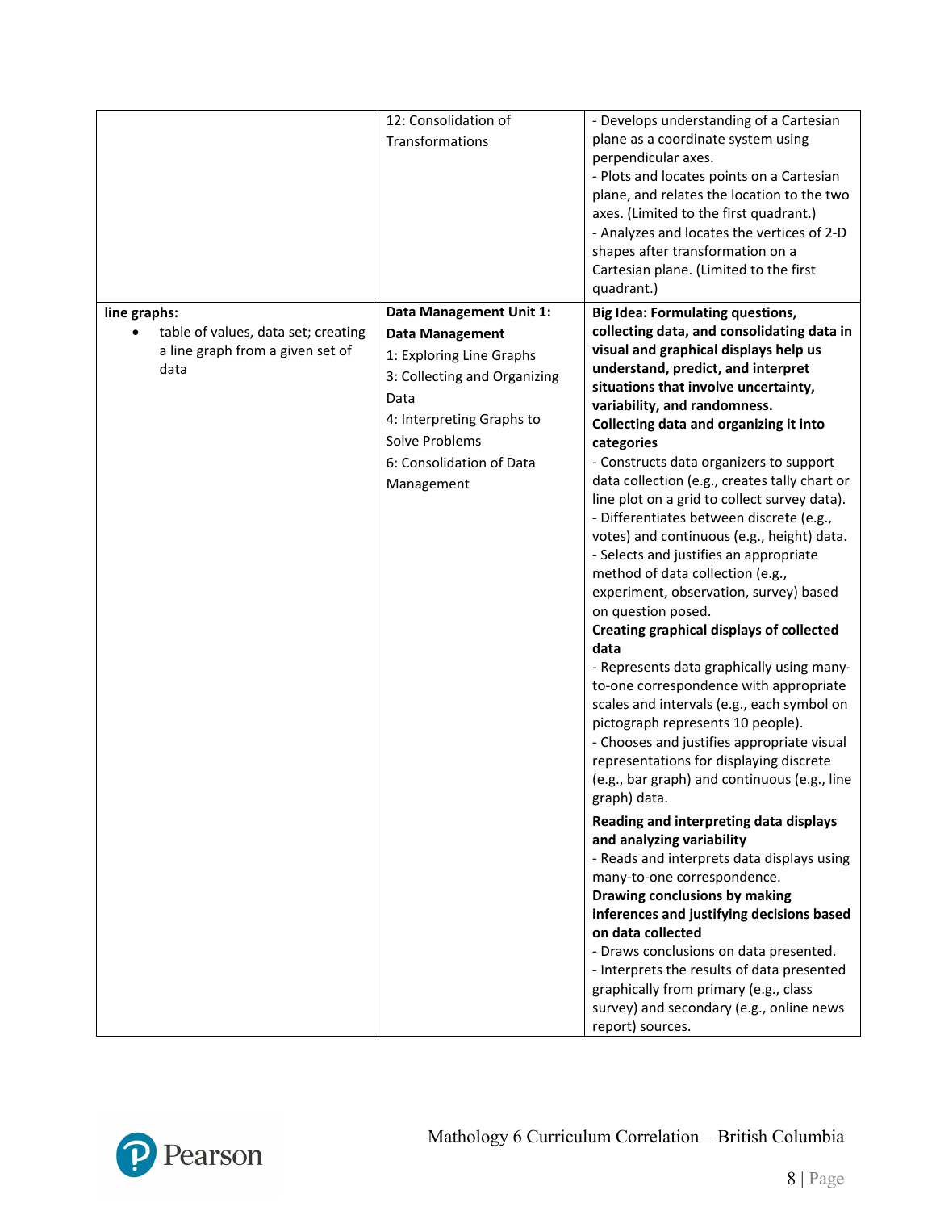| | | |
|---|---|---|
| | 12: Consolidation of Transformations | - Develops understanding of a Cartesian plane as a coordinate system using perpendicular axes.<br>- Plots and locates points on a Cartesian plane, and relates the location to the two axes. (Limited to the first quadrant.)<br>- Analyzes and locates the vertices of 2-D shapes after transformation on a Cartesian plane. (Limited to the first quadrant.) |
| **line graphs:**<br>• table of values, data set; creating a line graph from a given set of data | **Data Management Unit 1: Data Management**<br>1: Exploring Line Graphs<br>3: Collecting and Organizing Data<br>4: Interpreting Graphs to Solve Problems<br>6: Consolidation of Data Management | **Big Idea: Formulating questions, collecting data, and consolidating data in visual and graphical displays help us understand, predict, and interpret situations that involve uncertainty, variability, and randomness.**<br>**Collecting data and organizing it into categories**<br>- Constructs data organizers to support data collection (e.g., creates tally chart or line plot on a grid to collect survey data).<br>- Differentiates between discrete (e.g., votes) and continuous (e.g., height) data.<br>- Selects and justifies an appropriate method of data collection (e.g., experiment, observation, survey) based on question posed.<br>**Creating graphical displays of collected data**<br>- Represents data graphically using many-to-one correspondence with appropriate scales and intervals (e.g., each symbol on pictograph represents 10 people).<br>- Chooses and justifies appropriate visual representations for displaying discrete (e.g., bar graph) and continuous (e.g., line graph) data.<br>**Reading and interpreting data displays and analyzing variability**<br>- Reads and interprets data displays using many-to-one correspondence.<br>**Drawing conclusions by making inferences and justifying decisions based on data collected**<br>- Draws conclusions on data presented.<br>- Interprets the results of data presented graphically from primary (e.g., class survey) and secondary (e.g., online news report) sources. |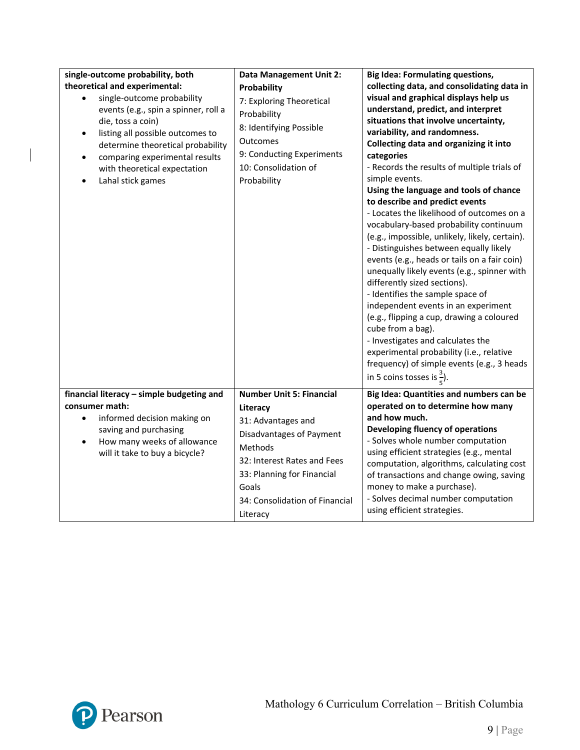| | | |
|---|---|---|
| **single-outcome probability, both theoretical and experimental:**<br>• single-outcome probability events (e.g., spin a spinner, roll a die, toss a coin)<br>• listing all possible outcomes to determine theoretical probability<br>• comparing experimental results with theoretical expectation<br>• Lahal stick games | **Data Management Unit 2: Probability**<br>7: Exploring Theoretical Probability<br>8: Identifying Possible Outcomes<br>9: Conducting Experiments<br>10: Consolidation of Probability | **Big Idea: Formulating questions, collecting data, and consolidating data in visual and graphical displays help us understand, predict, and interpret situations that involve uncertainty, variability, and randomness.**<br>**Collecting data and organizing it into categories**<br>- Records the results of multiple trials of simple events.<br>**Using the language and tools of chance to describe and predict events**<br>- Locates the likelihood of outcomes on a vocabulary-based probability continuum (e.g., impossible, unlikely, likely, certain).<br>- Distinguishes between equally likely events (e.g., heads or tails on a fair coin) unequally likely events (e.g., spinner with differently sized sections).<br>- Identifies the sample space of independent events in an experiment (e.g., flipping a cup, drawing a coloured cube from a bag).<br>- Investigates and calculates the experimental probability (i.e., relative frequency) of simple events (e.g., 3 heads in 5 coins tosses is $\frac{3}{5}$). |
| **financial literacy – simple budgeting and consumer math:**<br>• informed decision making on saving and purchasing<br>• How many weeks of allowance will it take to buy a bicycle? | **Number Unit 5: Financial Literacy**<br>31: Advantages and Disadvantages of Payment Methods<br>32: Interest Rates and Fees<br>33: Planning for Financial Goals<br>34: Consolidation of Financial Literacy | **Big Idea: Quantities and numbers can be operated on to determine how many and how much.**<br>**Developing fluency of operations**<br>- Solves whole number computation using efficient strategies (e.g., mental computation, algorithms, calculating cost of transactions and change owing, saving money to make a purchase).<br>- Solves decimal number computation using efficient strategies. |